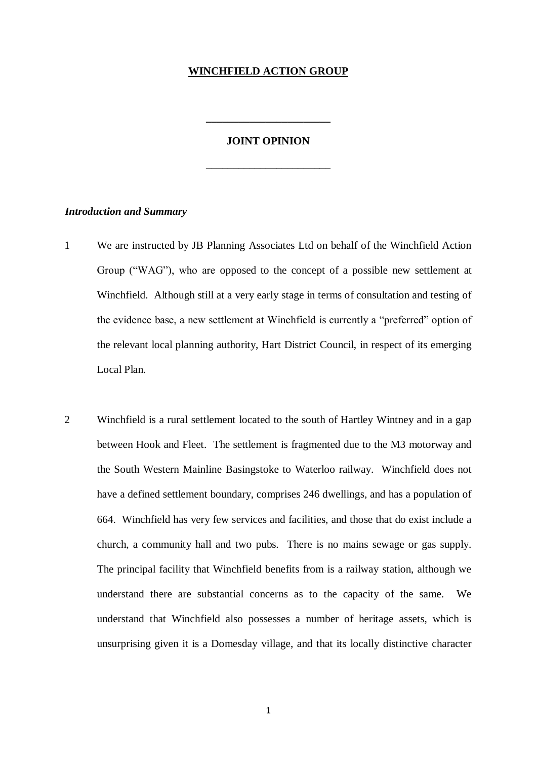**WINCHFIELD ACTION GROUP**

---

**JOINT OPINION**

---

***Introduction and Summary***

1. We are instructed by JB Planning Associates Ltd on behalf of the Winchfield Action Group ("WAG"), who are opposed to the concept of a possible new settlement at Winchfield. Although still at a very early stage in terms of consultation and testing of the evidence base, a new settlement at Winchfield is currently a "preferred" option of the relevant local planning authority, Hart District Council, in respect of its emerging Local Plan.

2. Winchfield is a rural settlement located to the south of Hartley Wintney and in a gap between Hook and Fleet. The settlement is fragmented due to the M3 motorway and the South Western Mainline Basingstoke to Waterloo railway. Winchfield does not have a defined settlement boundary, comprises 246 dwellings, and has a population of 664. Winchfield has very few services and facilities, and those that do exist include a church, a community hall and two pubs. There is no mains sewage or gas supply. The principal facility that Winchfield benefits from is a railway station, although we understand there are substantial concerns as to the capacity of the same. We understand that Winchfield also possesses a number of heritage assets, which is unsurprising given it is a Domesday village, and that its locally distinctive character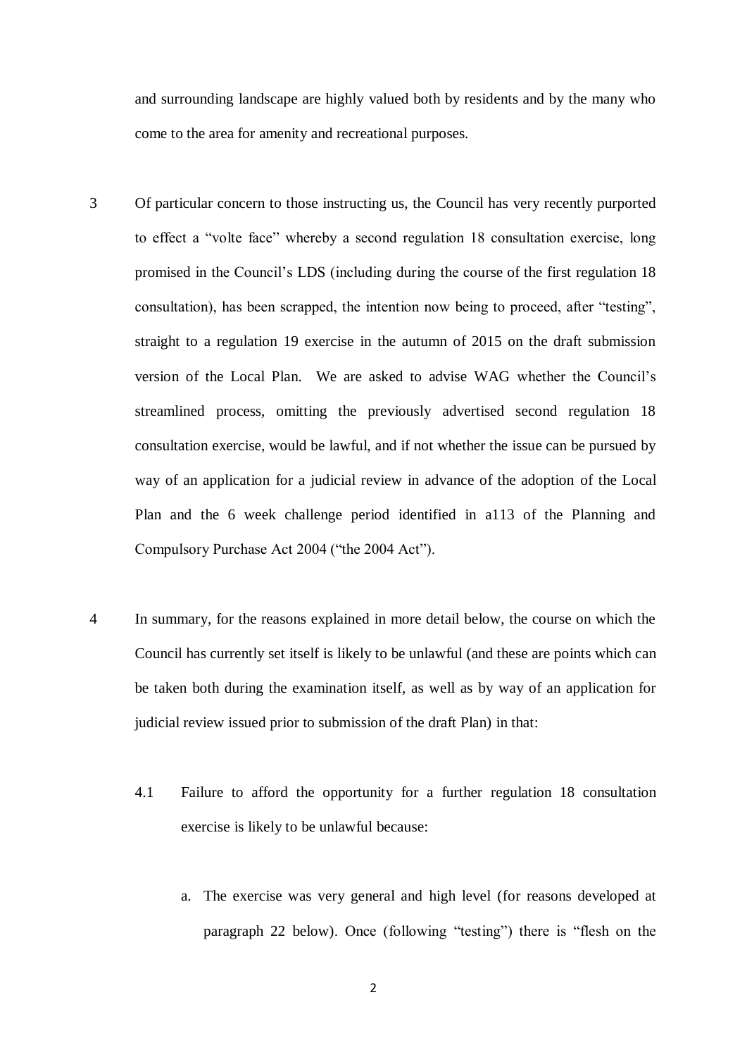and surrounding landscape are highly valued both by residents and by the many who come to the area for amenity and recreational purposes.

3 Of particular concern to those instructing us, the Council has very recently purported to effect a "volte face" whereby a second regulation 18 consultation exercise, long promised in the Council's LDS (including during the course of the first regulation 18 consultation), has been scrapped, the intention now being to proceed, after "testing", straight to a regulation 19 exercise in the autumn of 2015 on the draft submission version of the Local Plan. We are asked to advise WAG whether the Council's streamlined process, omitting the previously advertised second regulation 18 consultation exercise, would be lawful, and if not whether the issue can be pursued by way of an application for a judicial review in advance of the adoption of the Local Plan and the 6 week challenge period identified in a113 of the Planning and Compulsory Purchase Act 2004 ("the 2004 Act").

4 In summary, for the reasons explained in more detail below, the course on which the Council has currently set itself is likely to be unlawful (and these are points which can be taken both during the examination itself, as well as by way of an application for judicial review issued prior to submission of the draft Plan) in that:

4.1 Failure to afford the opportunity for a further regulation 18 consultation exercise is likely to be unlawful because:

a. The exercise was very general and high level (for reasons developed at paragraph 22 below). Once (following "testing") there is "flesh on the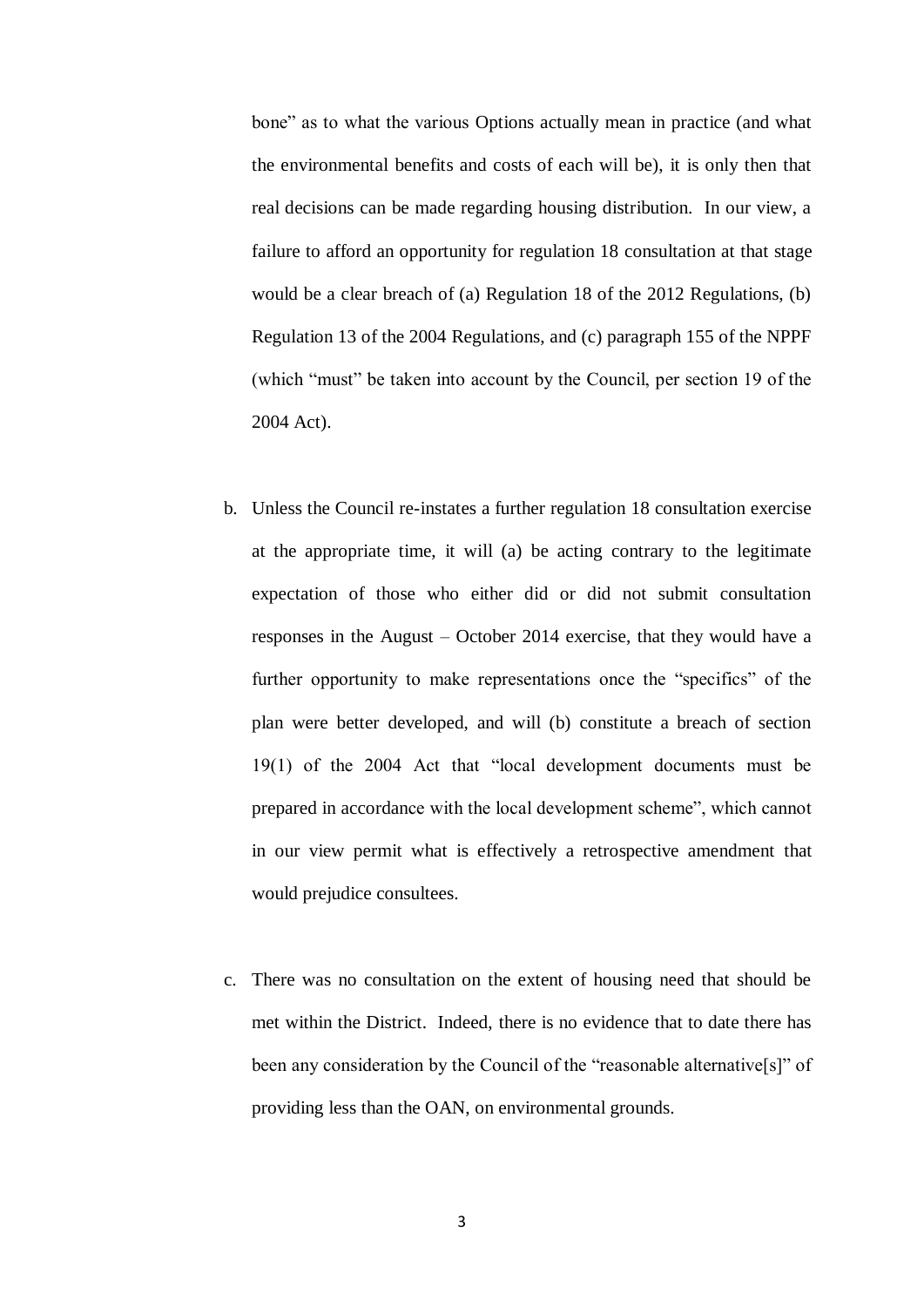bone" as to what the various Options actually mean in practice (and what the environmental benefits and costs of each will be), it is only then that real decisions can be made regarding housing distribution. In our view, a failure to afford an opportunity for regulation 18 consultation at that stage would be a clear breach of (a) Regulation 18 of the 2012 Regulations, (b) Regulation 13 of the 2004 Regulations, and (c) paragraph 155 of the NPPF (which "must" be taken into account by the Council, per section 19 of the 2004 Act).

b. Unless the Council re-instates a further regulation 18 consultation exercise at the appropriate time, it will (a) be acting contrary to the legitimate expectation of those who either did or did not submit consultation responses in the August – October 2014 exercise, that they would have a further opportunity to make representations once the "specifics" of the plan were better developed, and will (b) constitute a breach of section 19(1) of the 2004 Act that "local development documents must be prepared in accordance with the local development scheme", which cannot in our view permit what is effectively a retrospective amendment that would prejudice consultees.

c. There was no consultation on the extent of housing need that should be met within the District. Indeed, there is no evidence that to date there has been any consideration by the Council of the "reasonable alternative[s]" of providing less than the OAN, on environmental grounds.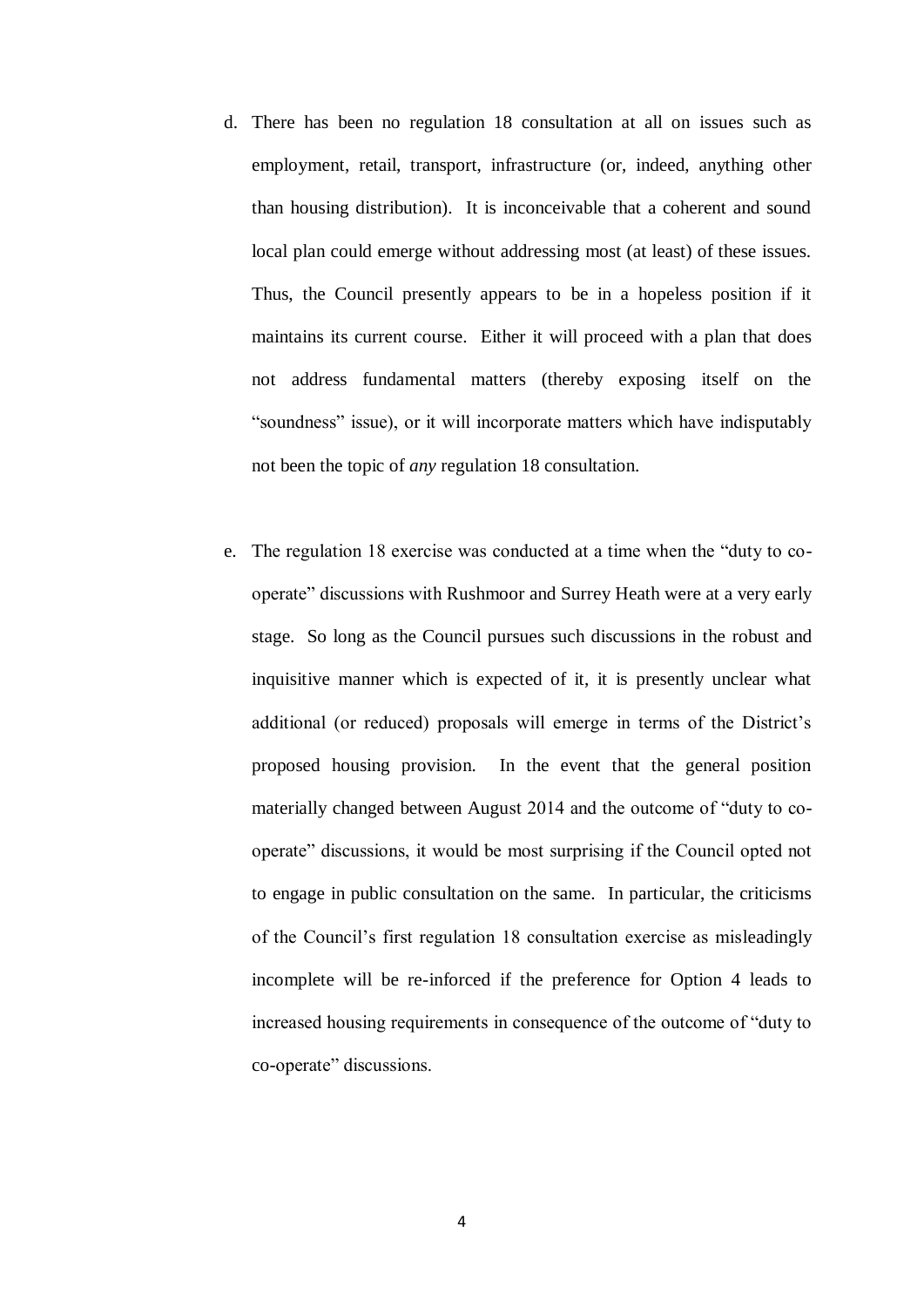d. There has been no regulation 18 consultation at all on issues such as employment, retail, transport, infrastructure (or, indeed, anything other than housing distribution). It is inconceivable that a coherent and sound local plan could emerge without addressing most (at least) of these issues. Thus, the Council presently appears to be in a hopeless position if it maintains its current course. Either it will proceed with a plan that does not address fundamental matters (thereby exposing itself on the "soundness" issue), or it will incorporate matters which have indisputably not been the topic of *any* regulation 18 consultation.

e. The regulation 18 exercise was conducted at a time when the "duty to co-operate" discussions with Rushmoor and Surrey Heath were at a very early stage. So long as the Council pursues such discussions in the robust and inquisitive manner which is expected of it, it is presently unclear what additional (or reduced) proposals will emerge in terms of the District's proposed housing provision. In the event that the general position materially changed between August 2014 and the outcome of "duty to co-operate" discussions, it would be most surprising if the Council opted not to engage in public consultation on the same. In particular, the criticisms of the Council's first regulation 18 consultation exercise as misleadingly incomplete will be re-inforced if the preference for Option 4 leads to increased housing requirements in consequence of the outcome of "duty to co-operate" discussions.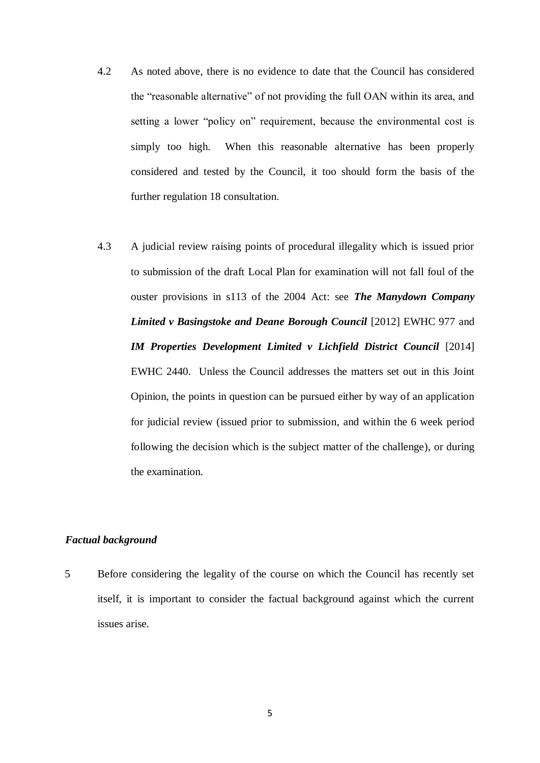4.2 As noted above, there is no evidence to date that the Council has considered the "reasonable alternative" of not providing the full OAN within its area, and setting a lower "policy on" requirement, because the environmental cost is simply too high. When this reasonable alternative has been properly considered and tested by the Council, it too should form the basis of the further regulation 18 consultation.

4.3 A judicial review raising points of procedural illegality which is issued prior to submission of the draft Local Plan for examination will not fall foul of the ouster provisions in s113 of the 2004 Act: see ***The Manydown Company Limited v Basingstoke and Deane Borough Council*** [2012] EWHC 977 and ***IM Properties Development Limited v Lichfield District Council*** [2014] EWHC 2440. Unless the Council addresses the matters set out in this Joint Opinion, the points in question can be pursued either by way of an application for judicial review (issued prior to submission, and within the 6 week period following the decision which is the subject matter of the challenge), or during the examination.

***Factual background***

5 Before considering the legality of the course on which the Council has recently set itself, it is important to consider the factual background against which the current issues arise.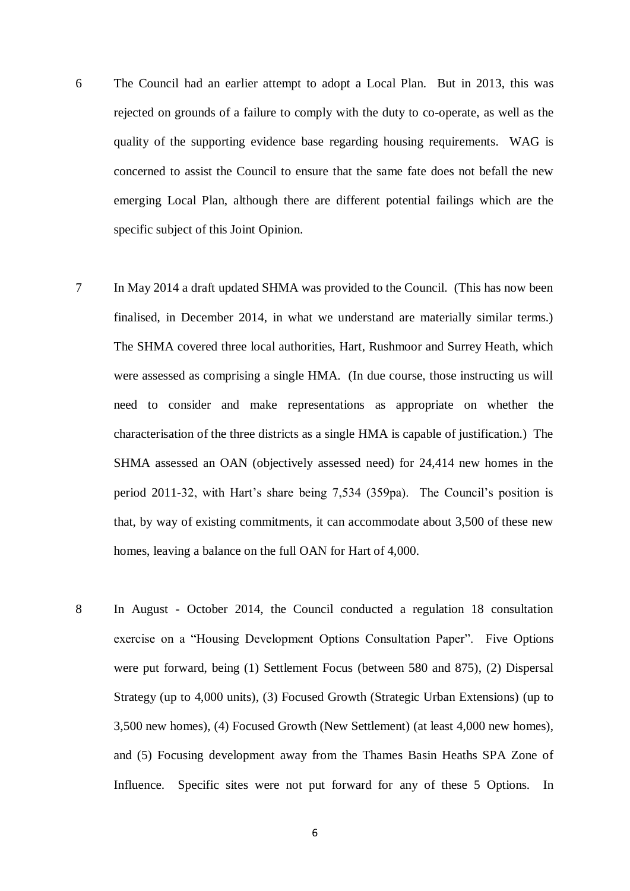6 The Council had an earlier attempt to adopt a Local Plan. But in 2013, this was rejected on grounds of a failure to comply with the duty to co-operate, as well as the quality of the supporting evidence base regarding housing requirements. WAG is concerned to assist the Council to ensure that the same fate does not befall the new emerging Local Plan, although there are different potential failings which are the specific subject of this Joint Opinion.

7 In May 2014 a draft updated SHMA was provided to the Council. (This has now been finalised, in December 2014, in what we understand are materially similar terms.) The SHMA covered three local authorities, Hart, Rushmoor and Surrey Heath, which were assessed as comprising a single HMA. (In due course, those instructing us will need to consider and make representations as appropriate on whether the characterisation of the three districts as a single HMA is capable of justification.) The SHMA assessed an OAN (objectively assessed need) for 24,414 new homes in the period 2011-32, with Hart's share being 7,534 (359pa). The Council's position is that, by way of existing commitments, it can accommodate about 3,500 of these new homes, leaving a balance on the full OAN for Hart of 4,000.

8 In August - October 2014, the Council conducted a regulation 18 consultation exercise on a "Housing Development Options Consultation Paper". Five Options were put forward, being (1) Settlement Focus (between 580 and 875), (2) Dispersal Strategy (up to 4,000 units), (3) Focused Growth (Strategic Urban Extensions) (up to 3,500 new homes), (4) Focused Growth (New Settlement) (at least 4,000 new homes), and (5) Focusing development away from the Thames Basin Heaths SPA Zone of Influence. Specific sites were not put forward for any of these 5 Options. In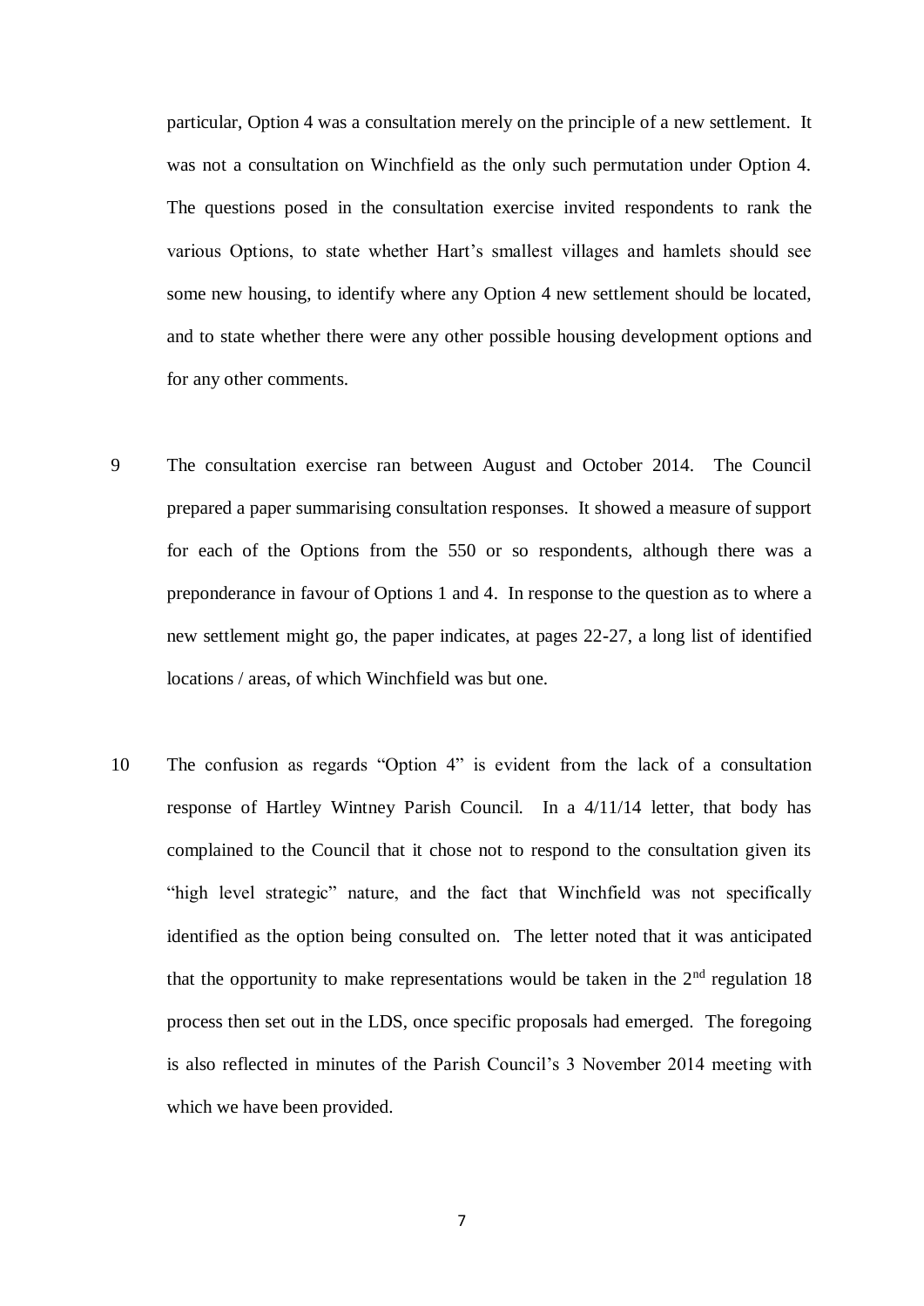particular, Option 4 was a consultation merely on the principle of a new settlement. It was not a consultation on Winchfield as the only such permutation under Option 4. The questions posed in the consultation exercise invited respondents to rank the various Options, to state whether Hart's smallest villages and hamlets should see some new housing, to identify where any Option 4 new settlement should be located, and to state whether there were any other possible housing development options and for any other comments.

9 The consultation exercise ran between August and October 2014. The Council prepared a paper summarising consultation responses. It showed a measure of support for each of the Options from the 550 or so respondents, although there was a preponderance in favour of Options 1 and 4. In response to the question as to where a new settlement might go, the paper indicates, at pages 22-27, a long list of identified locations / areas, of which Winchfield was but one.

10 The confusion as regards "Option 4" is evident from the lack of a consultation response of Hartley Wintney Parish Council. In a 4/11/14 letter, that body has complained to the Council that it chose not to respond to the consultation given its "high level strategic" nature, and the fact that Winchfield was not specifically identified as the option being consulted on. The letter noted that it was anticipated that the opportunity to make representations would be taken in the 2nd regulation 18 process then set out in the LDS, once specific proposals had emerged. The foregoing is also reflected in minutes of the Parish Council's 3 November 2014 meeting with which we have been provided.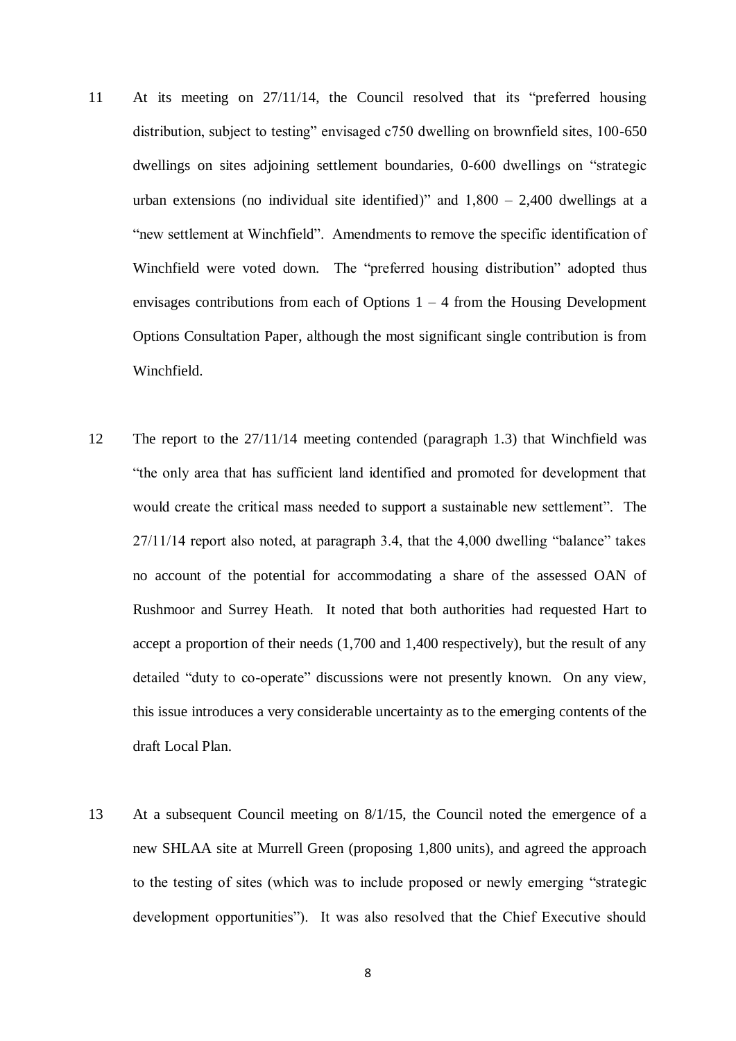11 At its meeting on 27/11/14, the Council resolved that its "preferred housing distribution, subject to testing" envisaged c750 dwelling on brownfield sites, 100-650 dwellings on sites adjoining settlement boundaries, 0-600 dwellings on "strategic urban extensions (no individual site identified)" and 1,800 – 2,400 dwellings at a "new settlement at Winchfield". Amendments to remove the specific identification of Winchfield were voted down. The "preferred housing distribution" adopted thus envisages contributions from each of Options 1 – 4 from the Housing Development Options Consultation Paper, although the most significant single contribution is from Winchfield.

12 The report to the 27/11/14 meeting contended (paragraph 1.3) that Winchfield was "the only area that has sufficient land identified and promoted for development that would create the critical mass needed to support a sustainable new settlement". The 27/11/14 report also noted, at paragraph 3.4, that the 4,000 dwelling "balance" takes no account of the potential for accommodating a share of the assessed OAN of Rushmoor and Surrey Heath. It noted that both authorities had requested Hart to accept a proportion of their needs (1,700 and 1,400 respectively), but the result of any detailed "duty to co-operate" discussions were not presently known. On any view, this issue introduces a very considerable uncertainty as to the emerging contents of the draft Local Plan.

13 At a subsequent Council meeting on 8/1/15, the Council noted the emergence of a new SHLAA site at Murrell Green (proposing 1,800 units), and agreed the approach to the testing of sites (which was to include proposed or newly emerging "strategic development opportunities"). It was also resolved that the Chief Executive should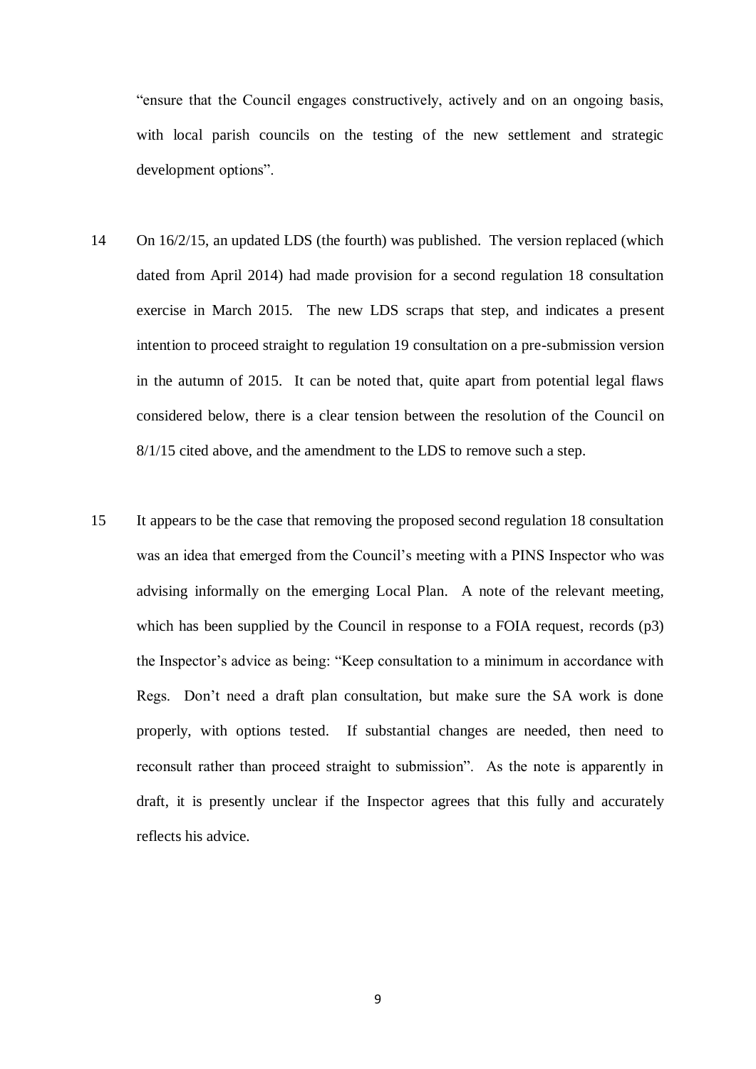"ensure that the Council engages constructively, actively and on an ongoing basis, with local parish councils on the testing of the new settlement and strategic development options".

14 On 16/2/15, an updated LDS (the fourth) was published. The version replaced (which dated from April 2014) had made provision for a second regulation 18 consultation exercise in March 2015. The new LDS scraps that step, and indicates a present intention to proceed straight to regulation 19 consultation on a pre-submission version in the autumn of 2015. It can be noted that, quite apart from potential legal flaws considered below, there is a clear tension between the resolution of the Council on 8/1/15 cited above, and the amendment to the LDS to remove such a step.

15 It appears to be the case that removing the proposed second regulation 18 consultation was an idea that emerged from the Council's meeting with a PINS Inspector who was advising informally on the emerging Local Plan. A note of the relevant meeting, which has been supplied by the Council in response to a FOIA request, records (p3) the Inspector's advice as being: "Keep consultation to a minimum in accordance with Regs. Don't need a draft plan consultation, but make sure the SA work is done properly, with options tested. If substantial changes are needed, then need to reconsult rather than proceed straight to submission". As the note is apparently in draft, it is presently unclear if the Inspector agrees that this fully and accurately reflects his advice.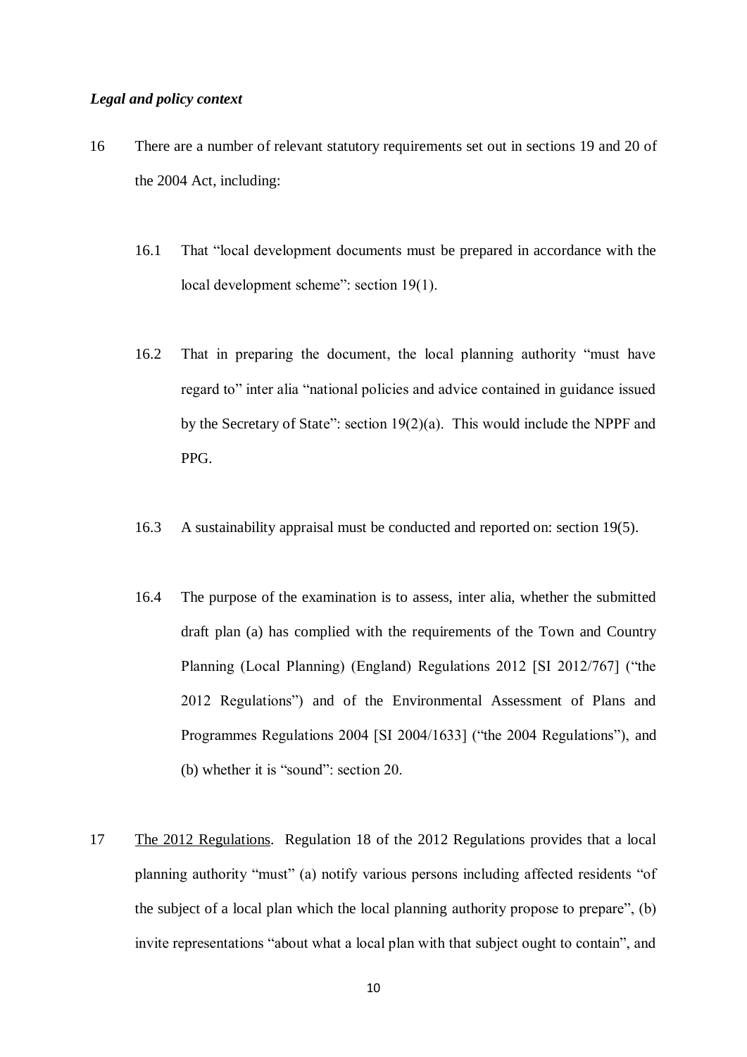### *Legal and policy context*

16 There are a number of relevant statutory requirements set out in sections 19 and 20 of the 2004 Act, including:

16.1 That "local development documents must be prepared in accordance with the local development scheme": section 19(1).

16.2 That in preparing the document, the local planning authority "must have regard to" inter alia "national policies and advice contained in guidance issued by the Secretary of State": section 19(2)(a). This would include the NPPF and PPG.

16.3 A sustainability appraisal must be conducted and reported on: section 19(5).

16.4 The purpose of the examination is to assess, inter alia, whether the submitted draft plan (a) has complied with the requirements of the Town and Country Planning (Local Planning) (England) Regulations 2012 [SI 2012/767] ("the 2012 Regulations") and of the Environmental Assessment of Plans and Programmes Regulations 2004 [SI 2004/1633] ("the 2004 Regulations"), and (b) whether it is "sound": section 20.

17 <u>The 2012 Regulations</u>. Regulation 18 of the 2012 Regulations provides that a local planning authority "must" (a) notify various persons including affected residents "of the subject of a local plan which the local planning authority propose to prepare", (b) invite representations "about what a local plan with that subject ought to contain", and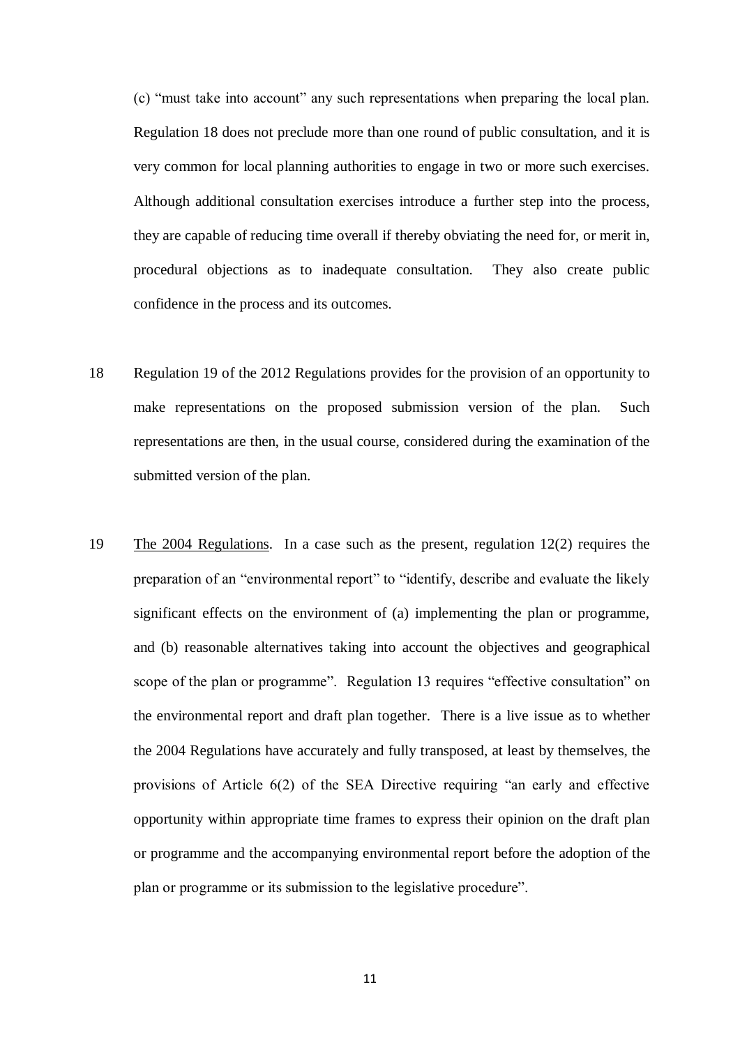(c) "must take into account" any such representations when preparing the local plan. Regulation 18 does not preclude more than one round of public consultation, and it is very common for local planning authorities to engage in two or more such exercises. Although additional consultation exercises introduce a further step into the process, they are capable of reducing time overall if thereby obviating the need for, or merit in, procedural objections as to inadequate consultation. They also create public confidence in the process and its outcomes.

18 Regulation 19 of the 2012 Regulations provides for the provision of an opportunity to make representations on the proposed submission version of the plan. Such representations are then, in the usual course, considered during the examination of the submitted version of the plan.

19 The 2004 Regulations. In a case such as the present, regulation 12(2) requires the preparation of an "environmental report" to "identify, describe and evaluate the likely significant effects on the environment of (a) implementing the plan or programme, and (b) reasonable alternatives taking into account the objectives and geographical scope of the plan or programme". Regulation 13 requires "effective consultation" on the environmental report and draft plan together. There is a live issue as to whether the 2004 Regulations have accurately and fully transposed, at least by themselves, the provisions of Article 6(2) of the SEA Directive requiring "an early and effective opportunity within appropriate time frames to express their opinion on the draft plan or programme and the accompanying environmental report before the adoption of the plan or programme or its submission to the legislative procedure".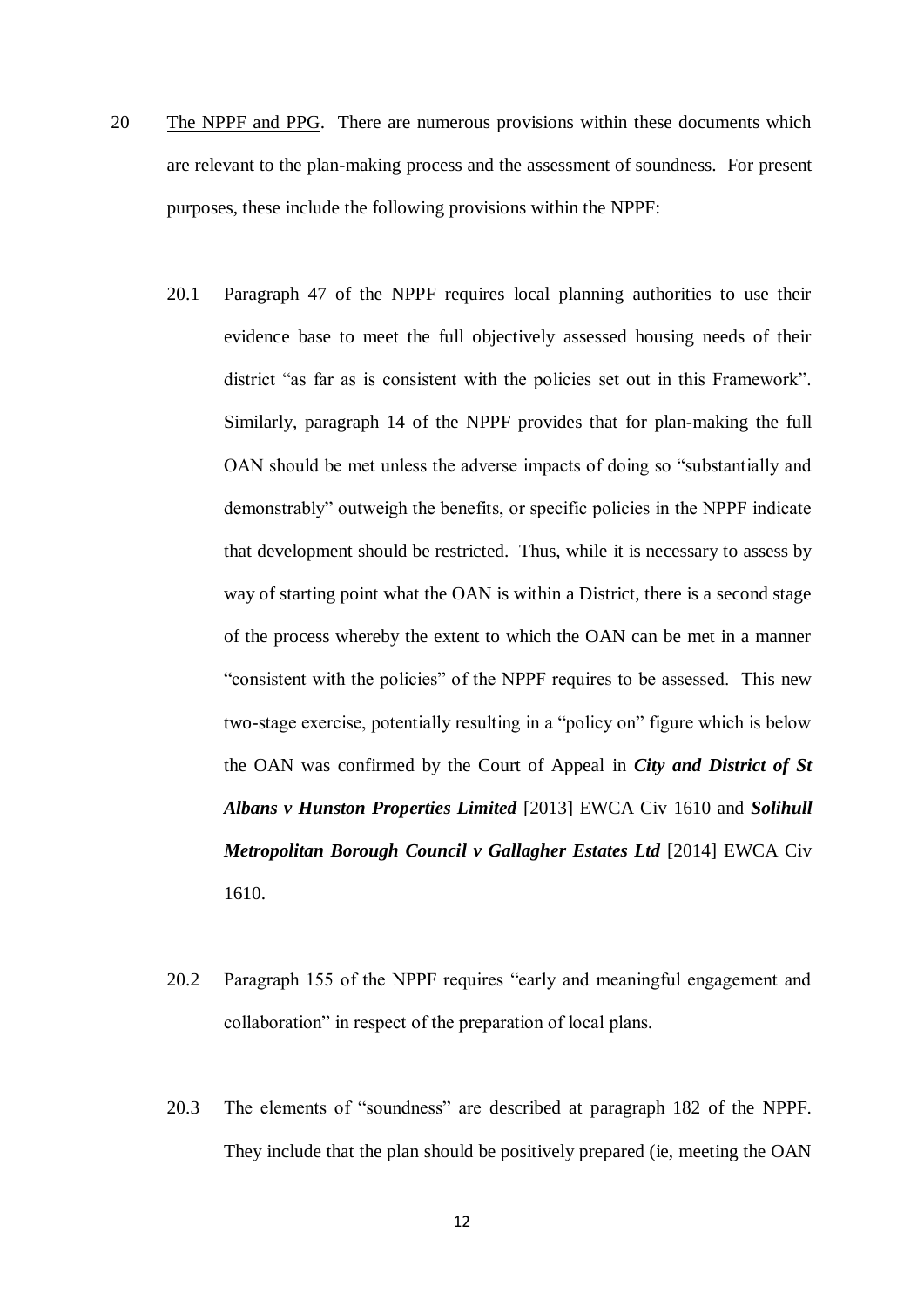20 <u>The NPPF and PPG</u>. There are numerous provisions within these documents which are relevant to the plan-making process and the assessment of soundness. For present purposes, these include the following provisions within the NPPF:

20.1 Paragraph 47 of the NPPF requires local planning authorities to use their evidence base to meet the full objectively assessed housing needs of their district "as far as is consistent with the policies set out in this Framework". Similarly, paragraph 14 of the NPPF provides that for plan-making the full OAN should be met unless the adverse impacts of doing so "substantially and demonstrably" outweigh the benefits, or specific policies in the NPPF indicate that development should be restricted. Thus, while it is necessary to assess by way of starting point what the OAN is within a District, there is a second stage of the process whereby the extent to which the OAN can be met in a manner "consistent with the policies" of the NPPF requires to be assessed. This new two-stage exercise, potentially resulting in a "policy on" figure which is below the OAN was confirmed by the Court of Appeal in ***City and District of St Albans v Hunston Properties Limited*** [2013] EWCA Civ 1610 and ***Solihull Metropolitan Borough Council v Gallagher Estates Ltd*** [2014] EWCA Civ 1610.

20.2 Paragraph 155 of the NPPF requires "early and meaningful engagement and collaboration" in respect of the preparation of local plans.

20.3 The elements of "soundness" are described at paragraph 182 of the NPPF. They include that the plan should be positively prepared (ie, meeting the OAN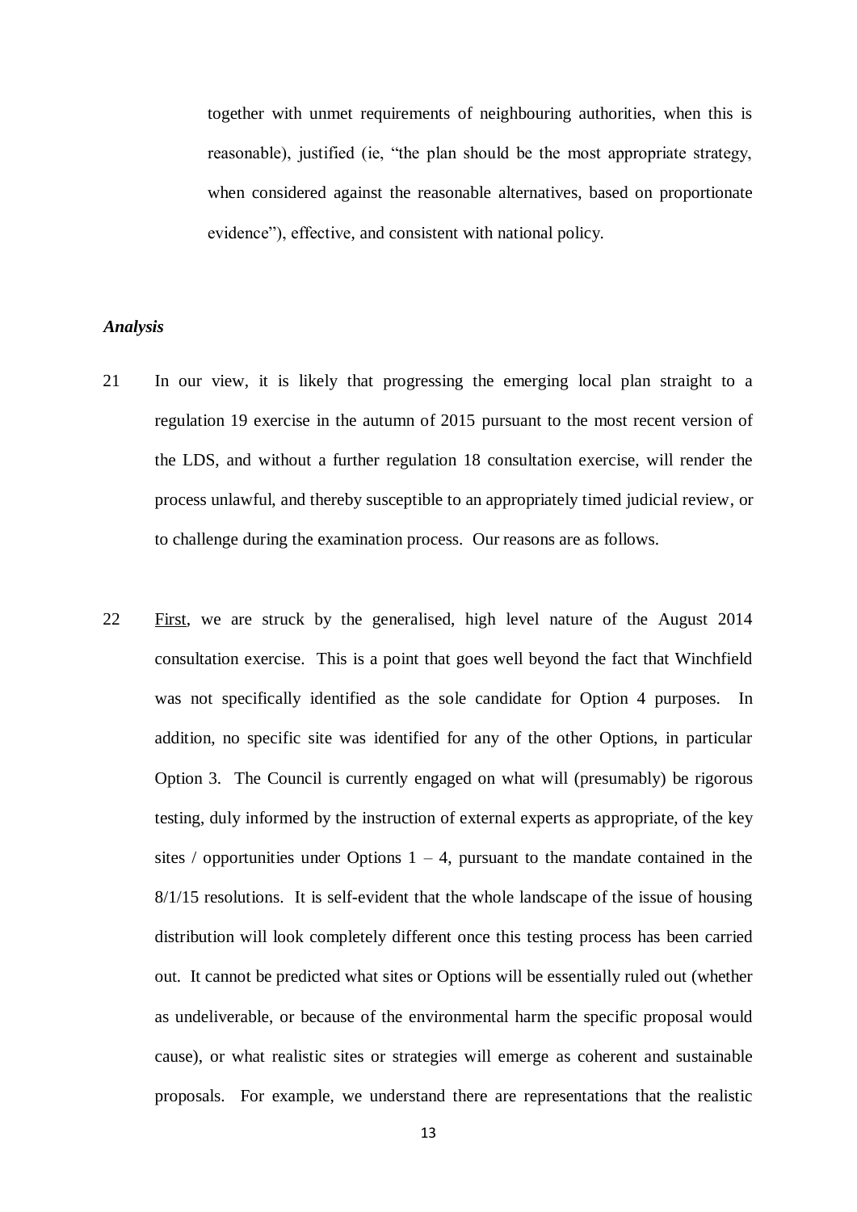together with unmet requirements of neighbouring authorities, when this is reasonable), justified (ie, "the plan should be the most appropriate strategy, when considered against the reasonable alternatives, based on proportionate evidence"), effective, and consistent with national policy.

***Analysis***

21 In our view, it is likely that progressing the emerging local plan straight to a regulation 19 exercise in the autumn of 2015 pursuant to the most recent version of the LDS, and without a further regulation 18 consultation exercise, will render the process unlawful, and thereby susceptible to an appropriately timed judicial review, or to challenge during the examination process. Our reasons are as follows.

22 First, we are struck by the generalised, high level nature of the August 2014 consultation exercise. This is a point that goes well beyond the fact that Winchfield was not specifically identified as the sole candidate for Option 4 purposes. In addition, no specific site was identified for any of the other Options, in particular Option 3. The Council is currently engaged on what will (presumably) be rigorous testing, duly informed by the instruction of external experts as appropriate, of the key sites / opportunities under Options 1 – 4, pursuant to the mandate contained in the 8/1/15 resolutions. It is self-evident that the whole landscape of the issue of housing distribution will look completely different once this testing process has been carried out. It cannot be predicted what sites or Options will be essentially ruled out (whether as undeliverable, or because of the environmental harm the specific proposal would cause), or what realistic sites or strategies will emerge as coherent and sustainable proposals. For example, we understand there are representations that the realistic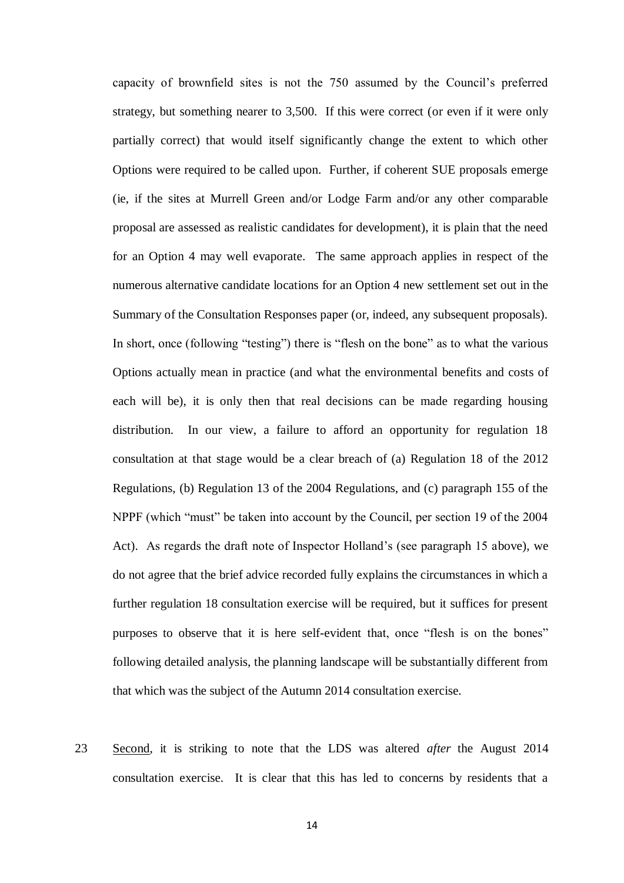capacity of brownfield sites is not the 750 assumed by the Council's preferred strategy, but something nearer to 3,500. If this were correct (or even if it were only partially correct) that would itself significantly change the extent to which other Options were required to be called upon. Further, if coherent SUE proposals emerge (ie, if the sites at Murrell Green and/or Lodge Farm and/or any other comparable proposal are assessed as realistic candidates for development), it is plain that the need for an Option 4 may well evaporate. The same approach applies in respect of the numerous alternative candidate locations for an Option 4 new settlement set out in the Summary of the Consultation Responses paper (or, indeed, any subsequent proposals). In short, once (following "testing") there is "flesh on the bone" as to what the various Options actually mean in practice (and what the environmental benefits and costs of each will be), it is only then that real decisions can be made regarding housing distribution. In our view, a failure to afford an opportunity for regulation 18 consultation at that stage would be a clear breach of (a) Regulation 18 of the 2012 Regulations, (b) Regulation 13 of the 2004 Regulations, and (c) paragraph 155 of the NPPF (which "must" be taken into account by the Council, per section 19 of the 2004 Act). As regards the draft note of Inspector Holland's (see paragraph 15 above), we do not agree that the brief advice recorded fully explains the circumstances in which a further regulation 18 consultation exercise will be required, but it suffices for present purposes to observe that it is here self-evident that, once "flesh is on the bones" following detailed analysis, the planning landscape will be substantially different from that which was the subject of the Autumn 2014 consultation exercise.

23 Second, it is striking to note that the LDS was altered *after* the August 2014 consultation exercise. It is clear that this has led to concerns by residents that a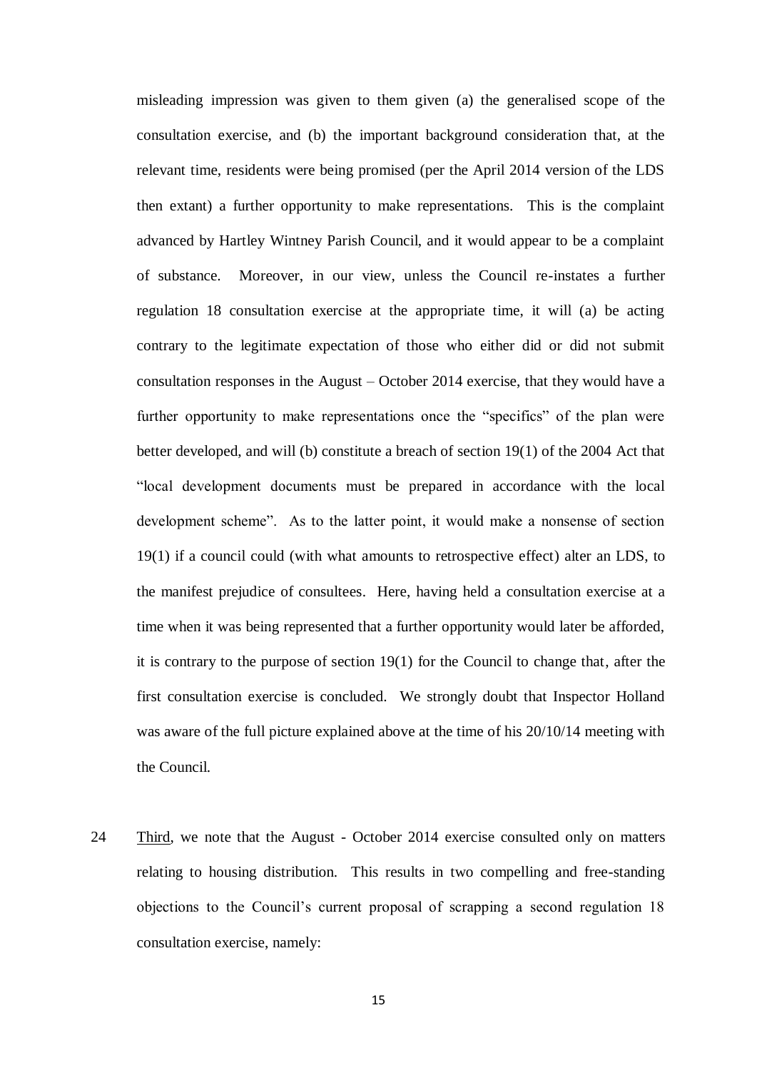misleading impression was given to them given (a) the generalised scope of the consultation exercise, and (b) the important background consideration that, at the relevant time, residents were being promised (per the April 2014 version of the LDS then extant) a further opportunity to make representations. This is the complaint advanced by Hartley Wintney Parish Council, and it would appear to be a complaint of substance. Moreover, in our view, unless the Council re-instates a further regulation 18 consultation exercise at the appropriate time, it will (a) be acting contrary to the legitimate expectation of those who either did or did not submit consultation responses in the August – October 2014 exercise, that they would have a further opportunity to make representations once the "specifics" of the plan were better developed, and will (b) constitute a breach of section 19(1) of the 2004 Act that "local development documents must be prepared in accordance with the local development scheme". As to the latter point, it would make a nonsense of section 19(1) if a council could (with what amounts to retrospective effect) alter an LDS, to the manifest prejudice of consultees. Here, having held a consultation exercise at a time when it was being represented that a further opportunity would later be afforded, it is contrary to the purpose of section 19(1) for the Council to change that, after the first consultation exercise is concluded. We strongly doubt that Inspector Holland was aware of the full picture explained above at the time of his 20/10/14 meeting with the Council.

24 Third, we note that the August - October 2014 exercise consulted only on matters relating to housing distribution. This results in two compelling and free-standing objections to the Council's current proposal of scrapping a second regulation 18 consultation exercise, namely: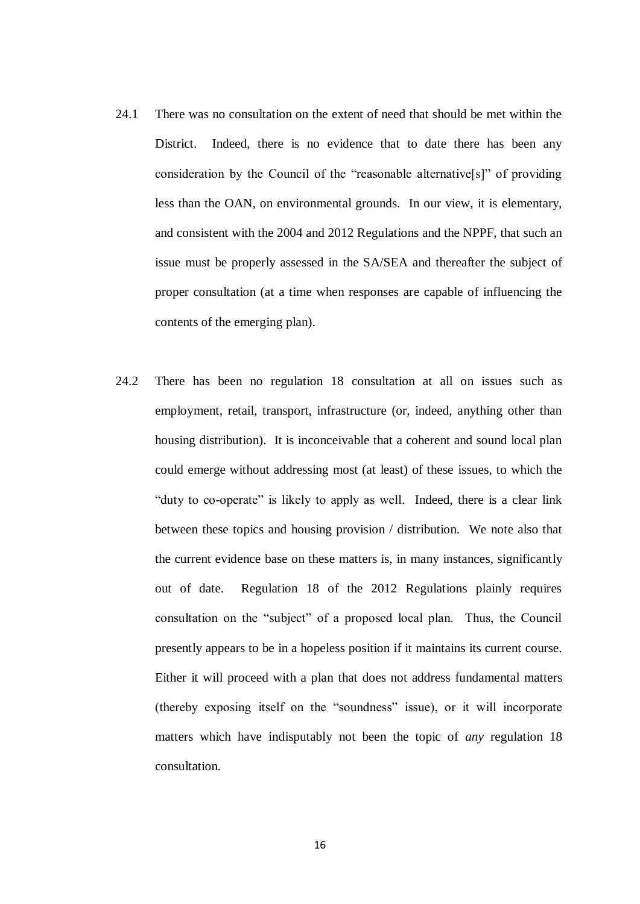24.1 There was no consultation on the extent of need that should be met within the District. Indeed, there is no evidence that to date there has been any consideration by the Council of the "reasonable alternative[s]" of providing less than the OAN, on environmental grounds. In our view, it is elementary, and consistent with the 2004 and 2012 Regulations and the NPPF, that such an issue must be properly assessed in the SA/SEA and thereafter the subject of proper consultation (at a time when responses are capable of influencing the contents of the emerging plan).

24.2 There has been no regulation 18 consultation at all on issues such as employment, retail, transport, infrastructure (or, indeed, anything other than housing distribution). It is inconceivable that a coherent and sound local plan could emerge without addressing most (at least) of these issues, to which the "duty to co-operate" is likely to apply as well. Indeed, there is a clear link between these topics and housing provision / distribution. We note also that the current evidence base on these matters is, in many instances, significantly out of date. Regulation 18 of the 2012 Regulations plainly requires consultation on the "subject" of a proposed local plan. Thus, the Council presently appears to be in a hopeless position if it maintains its current course. Either it will proceed with a plan that does not address fundamental matters (thereby exposing itself on the "soundness" issue), or it will incorporate matters which have indisputably not been the topic of *any* regulation 18 consultation.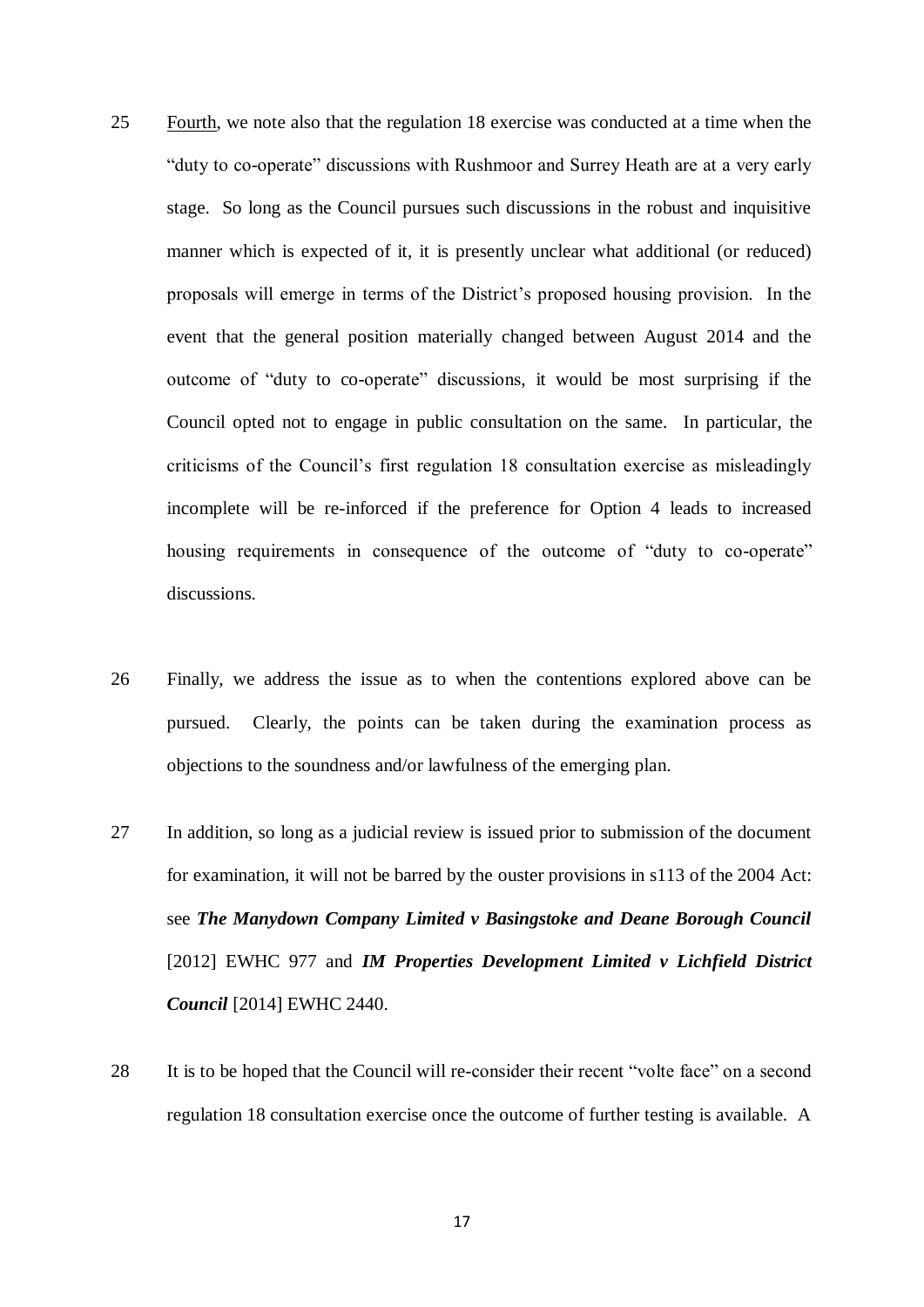25 <u>Fourth</u>, we note also that the regulation 18 exercise was conducted at a time when the "duty to co-operate" discussions with Rushmoor and Surrey Heath are at a very early stage. So long as the Council pursues such discussions in the robust and inquisitive manner which is expected of it, it is presently unclear what additional (or reduced) proposals will emerge in terms of the District's proposed housing provision. In the event that the general position materially changed between August 2014 and the outcome of "duty to co-operate" discussions, it would be most surprising if the Council opted not to engage in public consultation on the same. In particular, the criticisms of the Council's first regulation 18 consultation exercise as misleadingly incomplete will be re-inforced if the preference for Option 4 leads to increased housing requirements in consequence of the outcome of "duty to co-operate" discussions.

26 Finally, we address the issue as to when the contentions explored above can be pursued. Clearly, the points can be taken during the examination process as objections to the soundness and/or lawfulness of the emerging plan.

27 In addition, so long as a judicial review is issued prior to submission of the document for examination, it will not be barred by the ouster provisions in s113 of the 2004 Act: see ***The Manydown Company Limited v Basingstoke and Deane Borough Council*** [2012] EWHC 977 and ***IM Properties Development Limited v Lichfield District Council*** [2014] EWHC 2440.

28 It is to be hoped that the Council will re-consider their recent "volte face" on a second regulation 18 consultation exercise once the outcome of further testing is available. A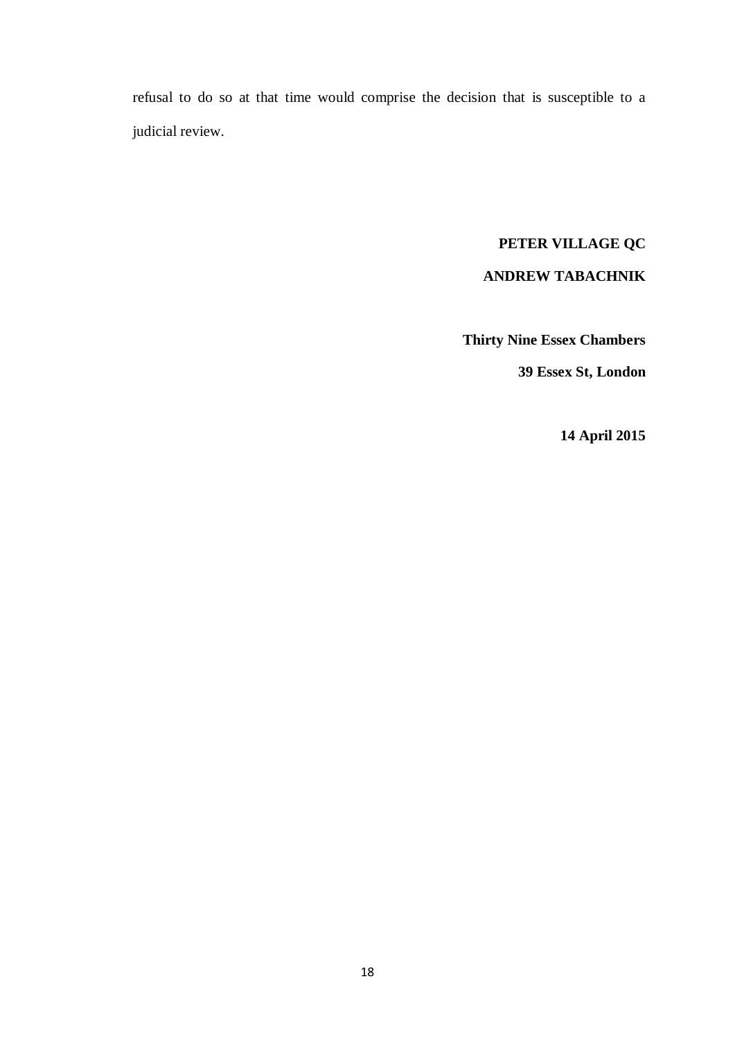refusal to do so at that time would comprise the decision that is susceptible to a judicial review.

**PETER VILLAGE QC**

**ANDREW TABACHNIK**

**Thirty Nine Essex Chambers**

**39 Essex St, London**

**14 April 2015**